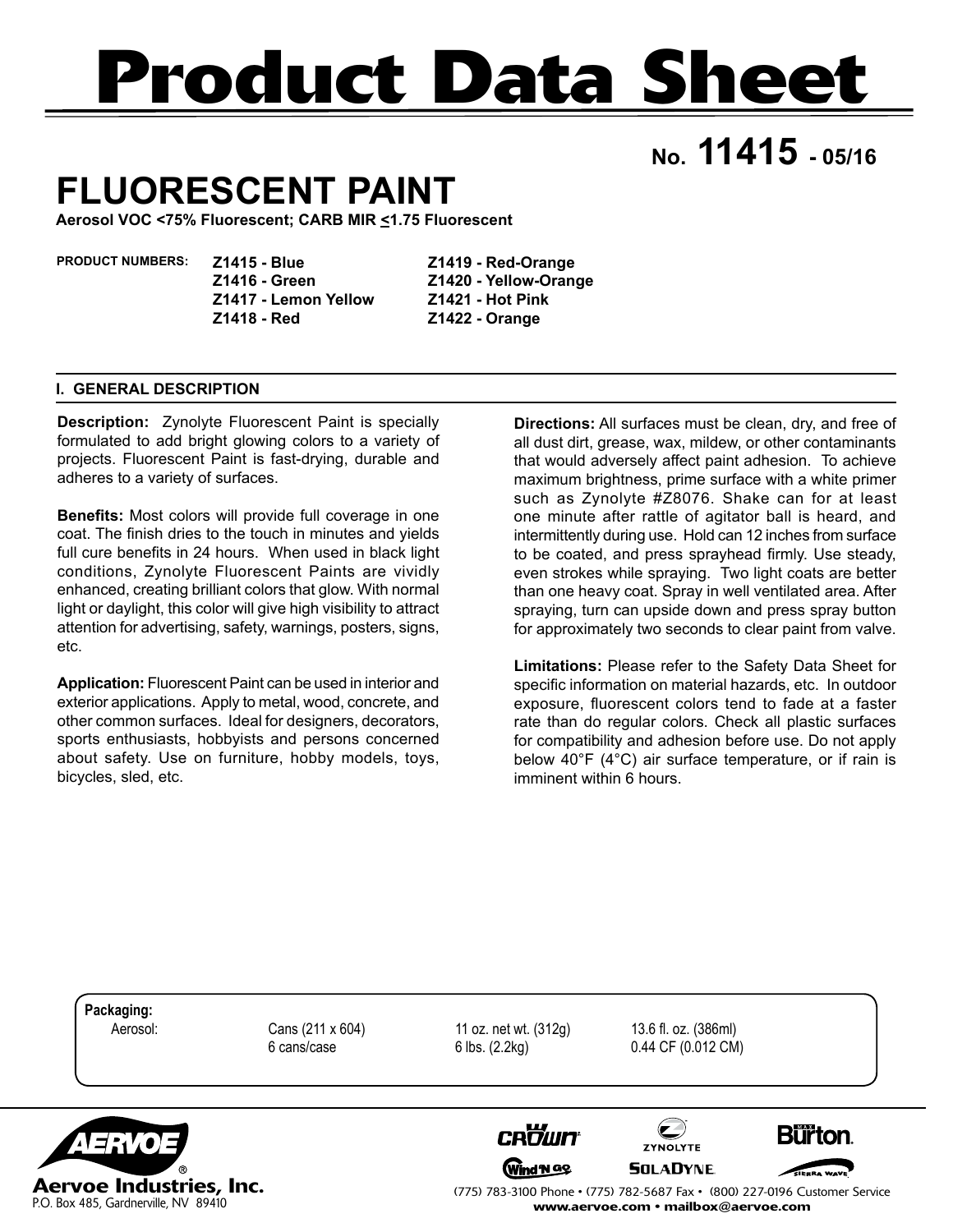# Product Data Sheet

**No. 11415 - 05/16**

## FLUORESCENT PAINT

**Aerosol VOC <75% Fluorescent; CARB MIR ≤1.75 Fluorescent**

**PRODUCT NUMBERS:**

| | |
|---|---|
| **Z1415 - Blue** | **Z1419 - Red-Orange** |
| **Z1416 - Green** | **Z1420 - Yellow-Orange** |
| **Z1417 - Lemon Yellow** | **Z1421 - Hot Pink** |
| **Z1418 - Red** | **Z1422 - Orange** |

### I. GENERAL DESCRIPTION

**Description:** Zynolyte Fluorescent Paint is specially formulated to add bright glowing colors to a variety of projects. Fluorescent Paint is fast-drying, durable and adheres to a variety of surfaces.

**Benefits:** Most colors will provide full coverage in one coat. The finish dries to the touch in minutes and yields full cure benefits in 24 hours. When used in black light conditions, Zynolyte Fluorescent Paints are vividly enhanced, creating brilliant colors that glow. With normal light or daylight, this color will give high visibility to attract attention for advertising, safety, warnings, posters, signs, etc.

**Application:** Fluorescent Paint can be used in interior and exterior applications. Apply to metal, wood, concrete, and other common surfaces. Ideal for designers, decorators, sports enthusiasts, hobbyists and persons concerned about safety. Use on furniture, hobby models, toys, bicycles, sled, etc.

**Directions:** All surfaces must be clean, dry, and free of all dust dirt, grease, wax, mildew, or other contaminants that would adversely affect paint adhesion. To achieve maximum brightness, prime surface with a white primer such as Zynolyte #Z8076. Shake can for at least one minute after rattle of agitator ball is heard, and intermittently during use. Hold can 12 inches from surface to be coated, and press sprayhead firmly. Use steady, even strokes while spraying. Two light coats are better than one heavy coat. Spray in well ventilated area. After spraying, turn can upside down and press spray button for approximately two seconds to clear paint from valve.

**Limitations:** Please refer to the Safety Data Sheet for specific information on material hazards, etc. In outdoor exposure, fluorescent colors tend to fade at a faster rate than do regular colors. Check all plastic surfaces for compatibility and adhesion before use. Do not apply below 40°F (4°C) air surface temperature, or if rain is imminent within 6 hours.

**Packaging:**

| | | | |
|---|---|---|---|
| Aerosol: | Cans (211 x 604) | 11 oz. net wt. (312g) | 13.6 fl. oz. (386ml) |
| | 6 cans/case | 6 lbs. (2.2kg) | 0.44 CF (0.012 CM) |

**Aervoe Industries, Inc.**
P.O. Box 485, Gardnerville, NV 89410

(775) 783-3100 Phone • (775) 782-5687 Fax • (800) 227-0196 Customer Service
**www.aervoe.com • mailbox@aervoe.com**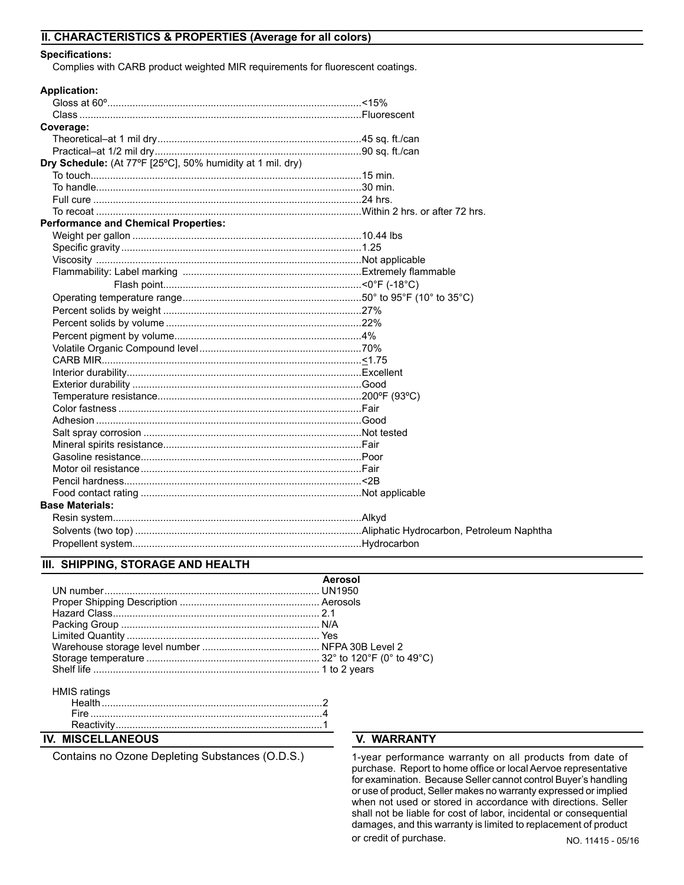## II. CHARACTERISTICS & PROPERTIES (Average for all colors)

**Specifications:**

Complies with CARB product weighted MIR requirements for fluorescent coatings.

| | |
|---|---|
| **Application:** | |
| Gloss at 60º | <15% |
| Class | Fluorescent |
| **Coverage:** | |
| Theoretical–at 1 mil dry | 45 sq. ft./can |
| Practical–at 1/2 mil dry | 90 sq. ft./can |
| **Dry Schedule:** (At 77ºF [25ºC], 50% humidity at 1 mil. dry) | |
| To touch | 15 min. |
| To handle | 30 min. |
| Full cure | 24 hrs. |
| To recoat | Within 2 hrs. or after 72 hrs. |
| **Performance and Chemical Properties:** | |
| Weight per gallon | 10.44 lbs |
| Specific gravity | 1.25 |
| Viscosity | Not applicable |
| Flammability: Label marking | Extremely flammable |
| Flash point | <0°F (-18°C) |
| Operating temperature range | 50° to 95°F (10° to 35°C) |
| Percent solids by weight | 27% |
| Percent solids by volume | 22% |
| Percent pigment by volume | 4% |
| Volatile Organic Compound level | 70% |
| CARB MIR | ≤1.75 |
| Interior durability | Excellent |
| Exterior durability | Good |
| Temperature resistance | 200ºF (93ºC) |
| Color fastness | Fair |
| Adhesion | Good |
| Salt spray corrosion | Not tested |
| Mineral spirits resistance | Fair |
| Gasoline resistance | Poor |
| Motor oil resistance | Fair |
| Pencil hardness | <2B |
| Food contact rating | Not applicable |
| **Base Materials:** | |
| Resin system | Alkyd |
| Solvents (two top) | Aliphatic Hydrocarbon, Petroleum Naphtha |
| Propellent system | Hydrocarbon |

## III. SHIPPING, STORAGE AND HEALTH

| | Aerosol |
|---|---|
| UN number | UN1950 |
| Proper Shipping Description | Aerosols |
| Hazard Class | 2.1 |
| Packing Group | N/A |
| Limited Quantity | Yes |
| Warehouse storage level number | NFPA 30B Level 2 |
| Storage temperature | 32° to 120°F (0° to 49°C) |
| Shelf life | 1 to 2 years |

HMIS ratings

| | |
|---|---|
| Health | 2 |
| Fire | 4 |
| Reactivity | 1 |

## IV. MISCELLANEOUS

Contains no Ozone Depleting Substances (O.D.S.)

## V. WARRANTY

1-year performance warranty on all products from date of purchase. Report to home office or local Aervoe representative for examination. Because Seller cannot control Buyer's handling or use of product, Seller makes no warranty expressed or implied when not used or stored in accordance with directions. Seller shall not be liable for cost of labor, incidental or consequential damages, and this warranty is limited to replacement of product or credit of purchase.

NO. 11415 - 05/16